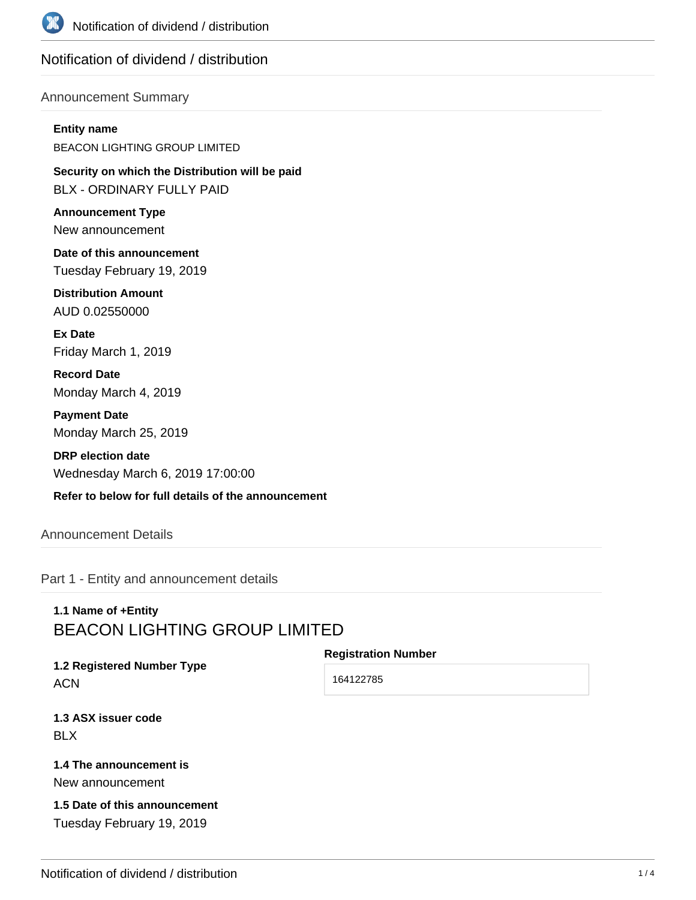# Notification of dividend / distribution

## Announcement Summary

**Entity name**

BEACON LIGHTING GROUP LIMITED

**Security on which the Distribution will be paid**

BLX - ORDINARY FULLY PAID

**Announcement Type**

New announcement

**Date of this announcement**

Tuesday February 19, 2019

**Distribution Amount**

AUD 0.02550000

**Ex Date**

Friday March 1, 2019

**Record Date**

Monday March 4, 2019

**Payment Date**

Monday March 25, 2019

**DRP election date**

Wednesday March 6, 2019 17:00:00

**Refer to below for full details of the announcement**

## Announcement Details

### Part 1 - Entity and announcement details

**1.1 Name of +Entity**

BEACON LIGHTING GROUP LIMITED

**1.2 Registered Number Type**

ACN

**Registration Number**

164122785

**1.3 ASX issuer code**

BLX

**1.4 The announcement is**

New announcement

**1.5 Date of this announcement**

Tuesday February 19, 2019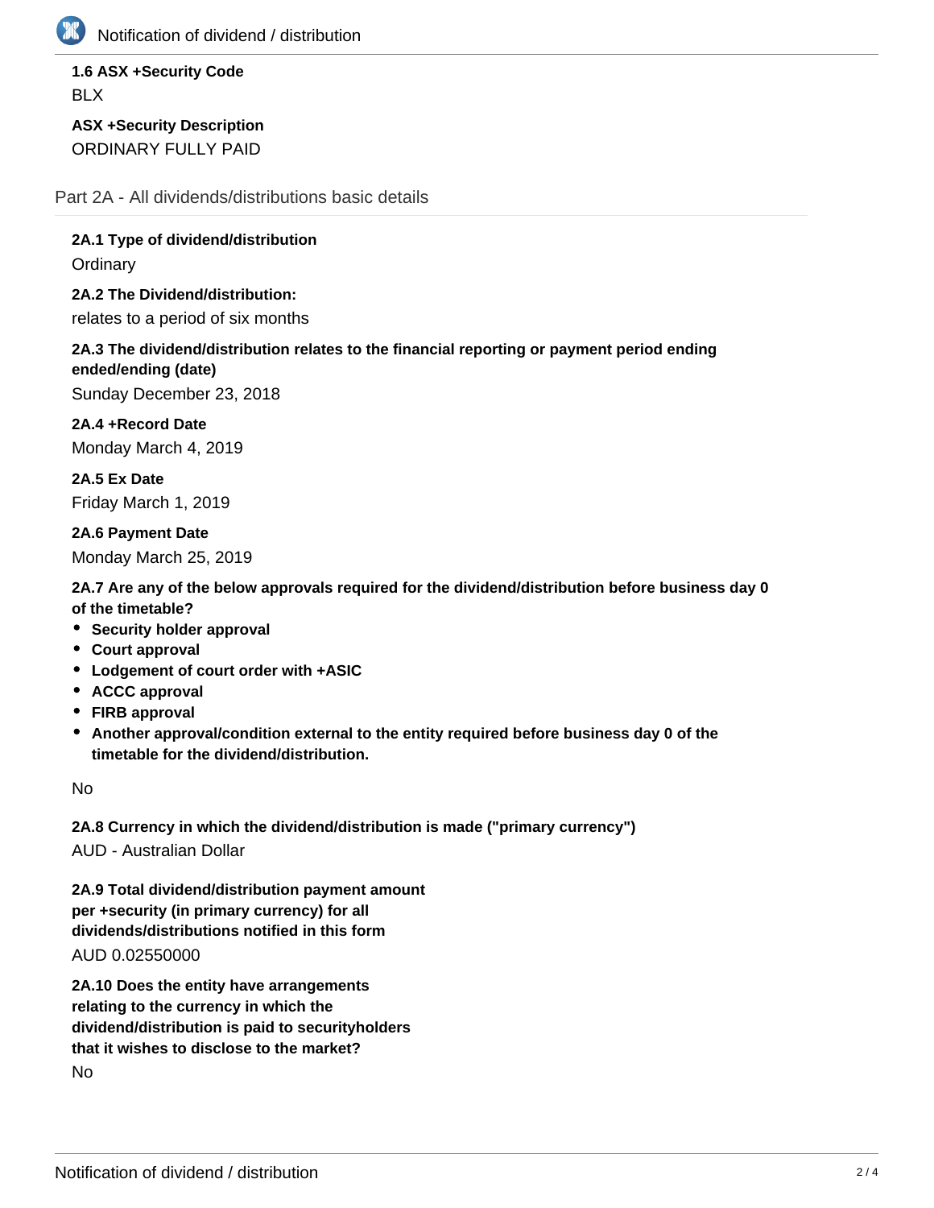**1.6 ASX +Security Code**

BLX

**ASX +Security Description**

ORDINARY FULLY PAID

## Part 2A - All dividends/distributions basic details

**2A.1 Type of dividend/distribution**

Ordinary

**2A.2 The Dividend/distribution:**

relates to a period of six months

**2A.3 The dividend/distribution relates to the financial reporting or payment period ending ended/ending (date)**

Sunday December 23, 2018

**2A.4 +Record Date**

Monday March 4, 2019

**2A.5 Ex Date**

Friday March 1, 2019

**2A.6 Payment Date**

Monday March 25, 2019

**2A.7 Are any of the below approvals required for the dividend/distribution before business day 0 of the timetable?**

- **Security holder approval**
- **Court approval**
- **Lodgement of court order with +ASIC**
- **ACCC approval**
- **FIRB approval**
- **Another approval/condition external to the entity required before business day 0 of the timetable for the dividend/distribution.**

No

**2A.8 Currency in which the dividend/distribution is made ("primary currency")**

AUD - Australian Dollar

**2A.9 Total dividend/distribution payment amount per +security (in primary currency) for all dividends/distributions notified in this form**

AUD 0.02550000

**2A.10 Does the entity have arrangements relating to the currency in which the dividend/distribution is paid to securityholders that it wishes to disclose to the market?**

No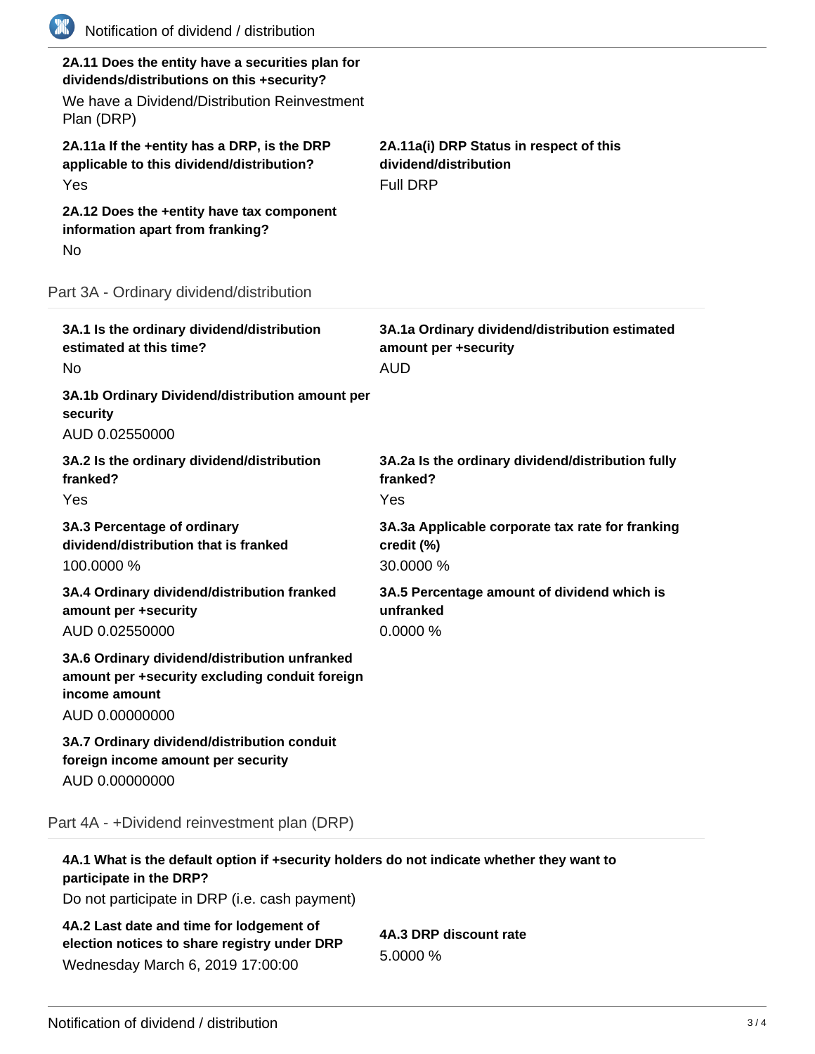**2A.11 Does the entity have a securities plan for dividends/distributions on this +security?**

We have a Dividend/Distribution Reinvestment Plan (DRP)

**2A.11a If the +entity has a DRP, is the DRP applicable to this dividend/distribution?**

Yes

**2A.11a(i) DRP Status in respect of this dividend/distribution**

Full DRP

**2A.12 Does the +entity have tax component information apart from franking?**

No

## Part 3A - Ordinary dividend/distribution

**3A.1 Is the ordinary dividend/distribution estimated at this time?**

No

**3A.1a Ordinary dividend/distribution estimated amount per +security**

AUD

**3A.1b Ordinary Dividend/distribution amount per security**

AUD 0.02550000

**3A.2 Is the ordinary dividend/distribution franked?**

Yes

**3A.2a Is the ordinary dividend/distribution fully franked?**

Yes

**3A.3 Percentage of ordinary dividend/distribution that is franked**

100.0000 %

**3A.3a Applicable corporate tax rate for franking credit (%)**

30.0000 %

**3A.4 Ordinary dividend/distribution franked amount per +security**

AUD 0.02550000

**3A.5 Percentage amount of dividend which is unfranked**

0.0000 %

**3A.6 Ordinary dividend/distribution unfranked amount per +security excluding conduit foreign income amount**

AUD 0.00000000

**3A.7 Ordinary dividend/distribution conduit foreign income amount per security**

AUD 0.00000000

## Part 4A - +Dividend reinvestment plan (DRP)

**4A.1 What is the default option if +security holders do not indicate whether they want to participate in the DRP?**

Do not participate in DRP (i.e. cash payment)

**4A.2 Last date and time for lodgement of election notices to share registry under DRP**

Wednesday March 6, 2019 17:00:00

**4A.3 DRP discount rate**

5.0000 %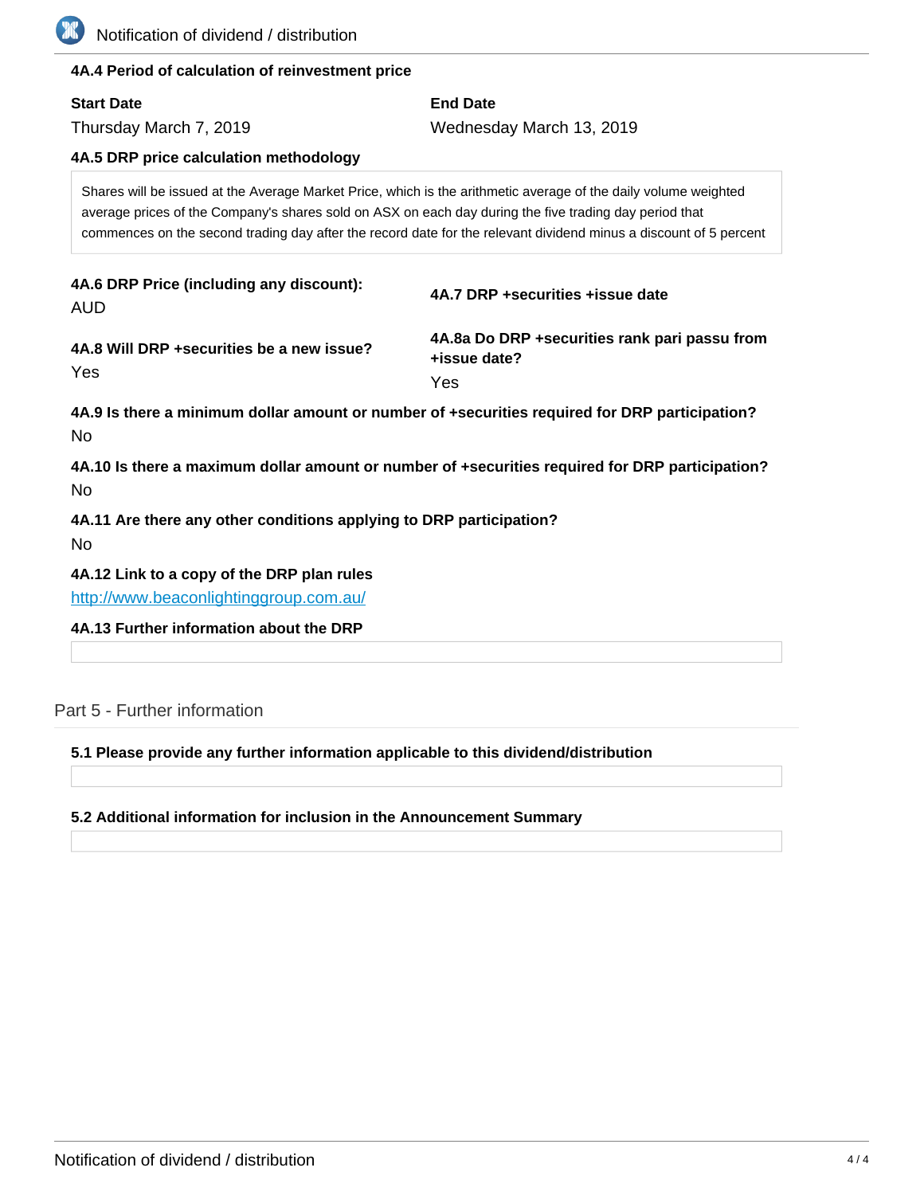**4A.4 Period of calculation of reinvestment price**

**Start Date**
Thursday March 7, 2019

**End Date**
Wednesday March 13, 2019

**4A.5 DRP price calculation methodology**

Shares will be issued at the Average Market Price, which is the arithmetic average of the daily volume weighted average prices of the Company's shares sold on ASX on each day during the five trading day period that commences on the second trading day after the record date for the relevant dividend minus a discount of 5 percent

**4A.6 DRP Price (including any discount):**
AUD

**4A.7 DRP +securities +issue date**

**4A.8 Will DRP +securities be a new issue?**
Yes

**4A.8a Do DRP +securities rank pari passu from +issue date?**
Yes

**4A.9 Is there a minimum dollar amount or number of +securities required for DRP participation?**
No

**4A.10 Is there a maximum dollar amount or number of +securities required for DRP participation?**
No

**4A.11 Are there any other conditions applying to DRP participation?**
No

**4A.12 Link to a copy of the DRP plan rules**
http://www.beaconlightinggroup.com.au/

**4A.13 Further information about the DRP**

## Part 5 - Further information

**5.1 Please provide any further information applicable to this dividend/distribution**

**5.2 Additional information for inclusion in the Announcement Summary**